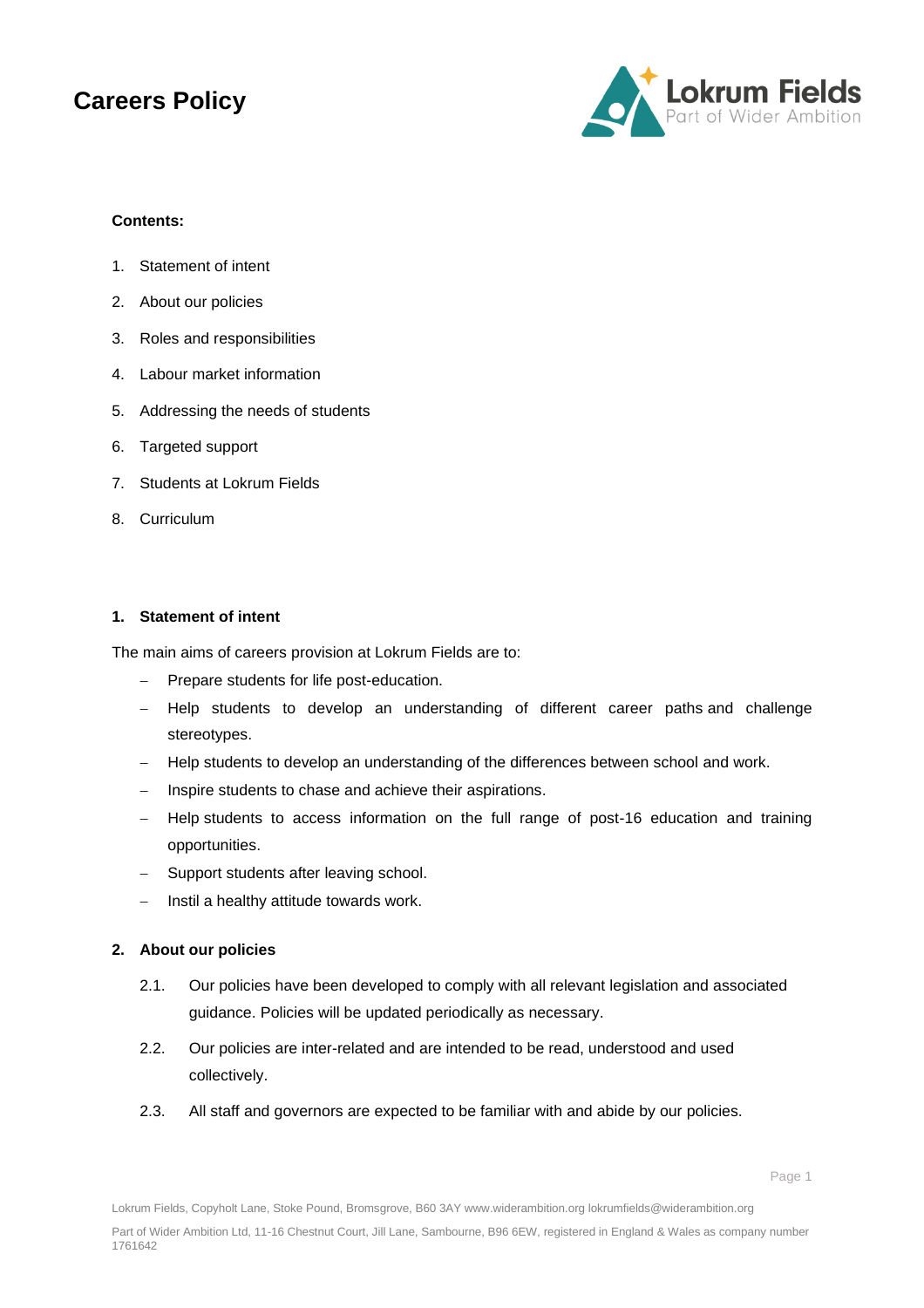# Careers Policy

**Contents:**

1. Statement of intent
2. About our policies
3. Roles and responsibilities
4. Labour market information
5. Addressing the needs of students
6. Targeted support
7. Students at Lokrum Fields
8. Curriculum

## 1. Statement of intent

The main aims of careers provision at Lokrum Fields are to:

- Prepare students for life post-education.
- Help students to develop an understanding of different career paths and challenge stereotypes.
- Help students to develop an understanding of the differences between school and work.
- Inspire students to chase and achieve their aspirations.
- Help students to access information on the full range of post-16 education and training opportunities.
- Support students after leaving school.
- Instil a healthy attitude towards work.

## 2. About our policies

2.1. Our policies have been developed to comply with all relevant legislation and associated guidance. Policies will be updated periodically as necessary.

2.2. Our policies are inter-related and are intended to be read, understood and used collectively.

2.3. All staff and governors are expected to be familiar with and abide by our policies.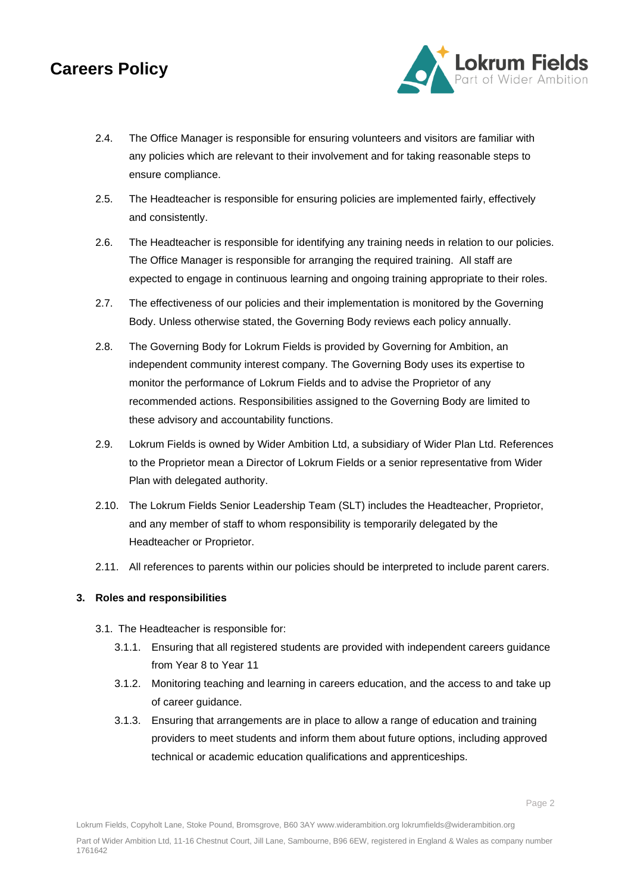2.4. The Office Manager is responsible for ensuring volunteers and visitors are familiar with any policies which are relevant to their involvement and for taking reasonable steps to ensure compliance.

2.5. The Headteacher is responsible for ensuring policies are implemented fairly, effectively and consistently.

2.6. The Headteacher is responsible for identifying any training needs in relation to our policies. The Office Manager is responsible for arranging the required training. All staff are expected to engage in continuous learning and ongoing training appropriate to their roles.

2.7. The effectiveness of our policies and their implementation is monitored by the Governing Body. Unless otherwise stated, the Governing Body reviews each policy annually.

2.8. The Governing Body for Lokrum Fields is provided by Governing for Ambition, an independent community interest company. The Governing Body uses its expertise to monitor the performance of Lokrum Fields and to advise the Proprietor of any recommended actions. Responsibilities assigned to the Governing Body are limited to these advisory and accountability functions.

2.9. Lokrum Fields is owned by Wider Ambition Ltd, a subsidiary of Wider Plan Ltd. References to the Proprietor mean a Director of Lokrum Fields or a senior representative from Wider Plan with delegated authority.

2.10. The Lokrum Fields Senior Leadership Team (SLT) includes the Headteacher, Proprietor, and any member of staff to whom responsibility is temporarily delegated by the Headteacher or Proprietor.

2.11. All references to parents within our policies should be interpreted to include parent carers.

## 3. Roles and responsibilities

3.1. The Headteacher is responsible for:

3.1.1. Ensuring that all registered students are provided with independent careers guidance from Year 8 to Year 11

3.1.2. Monitoring teaching and learning in careers education, and the access to and take up of career guidance.

3.1.3. Ensuring that arrangements are in place to allow a range of education and training providers to meet students and inform them about future options, including approved technical or academic education qualifications and apprenticeships.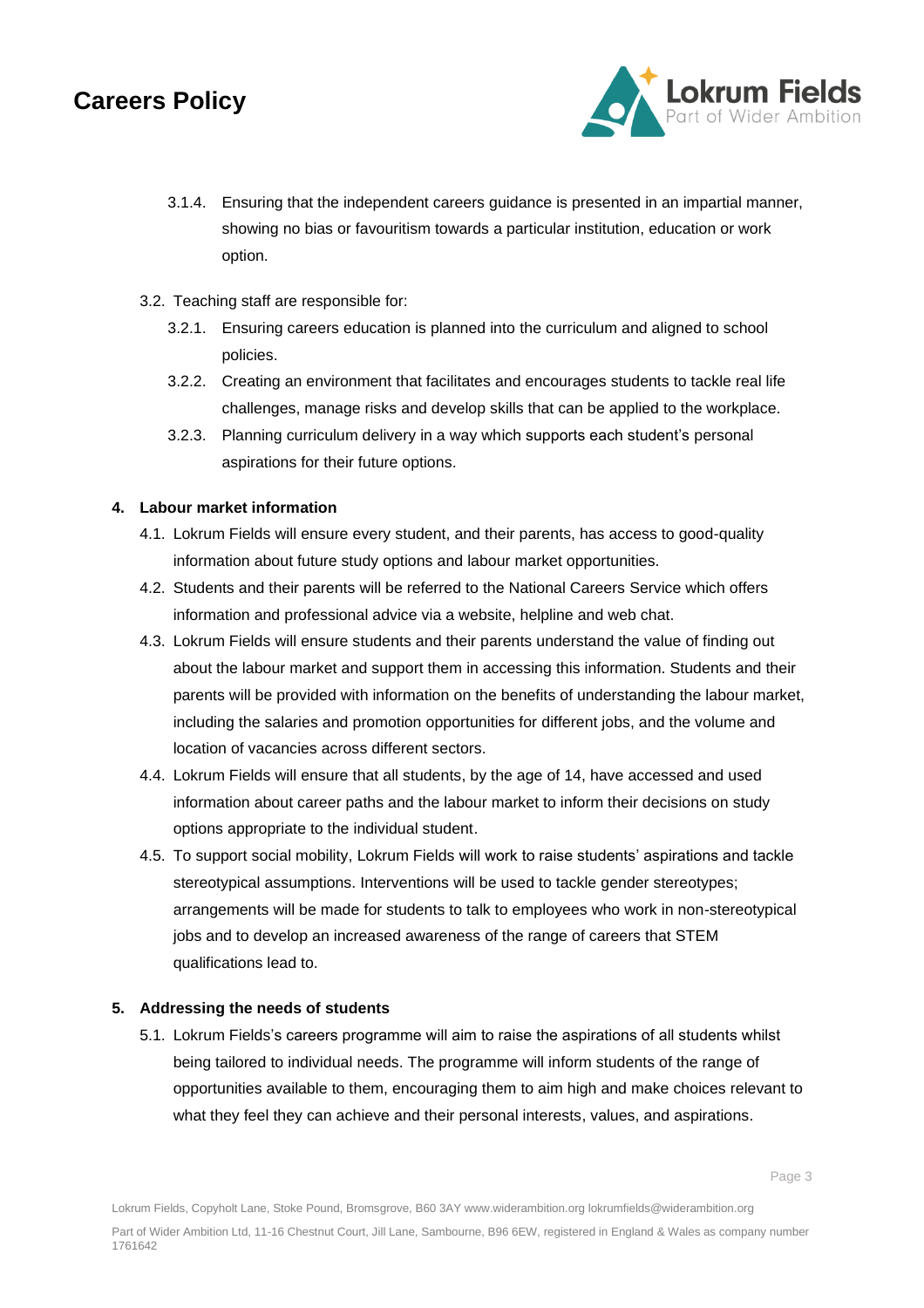3.1.4. Ensuring that the independent careers guidance is presented in an impartial manner, showing no bias or favouritism towards a particular institution, education or work option.

3.2. Teaching staff are responsible for:

3.2.1. Ensuring careers education is planned into the curriculum and aligned to school policies.

3.2.2. Creating an environment that facilitates and encourages students to tackle real life challenges, manage risks and develop skills that can be applied to the workplace.

3.2.3. Planning curriculum delivery in a way which supports each student's personal aspirations for their future options.

## 4. Labour market information

4.1. Lokrum Fields will ensure every student, and their parents, has access to good-quality information about future study options and labour market opportunities.

4.2. Students and their parents will be referred to the National Careers Service which offers information and professional advice via a website, helpline and web chat.

4.3. Lokrum Fields will ensure students and their parents understand the value of finding out about the labour market and support them in accessing this information. Students and their parents will be provided with information on the benefits of understanding the labour market, including the salaries and promotion opportunities for different jobs, and the volume and location of vacancies across different sectors.

4.4. Lokrum Fields will ensure that all students, by the age of 14, have accessed and used information about career paths and the labour market to inform their decisions on study options appropriate to the individual student.

4.5. To support social mobility, Lokrum Fields will work to raise students' aspirations and tackle stereotypical assumptions. Interventions will be used to tackle gender stereotypes; arrangements will be made for students to talk to employees who work in non-stereotypical jobs and to develop an increased awareness of the range of careers that STEM qualifications lead to.

## 5. Addressing the needs of students

5.1. Lokrum Fields's careers programme will aim to raise the aspirations of all students whilst being tailored to individual needs. The programme will inform students of the range of opportunities available to them, encouraging them to aim high and make choices relevant to what they feel they can achieve and their personal interests, values, and aspirations.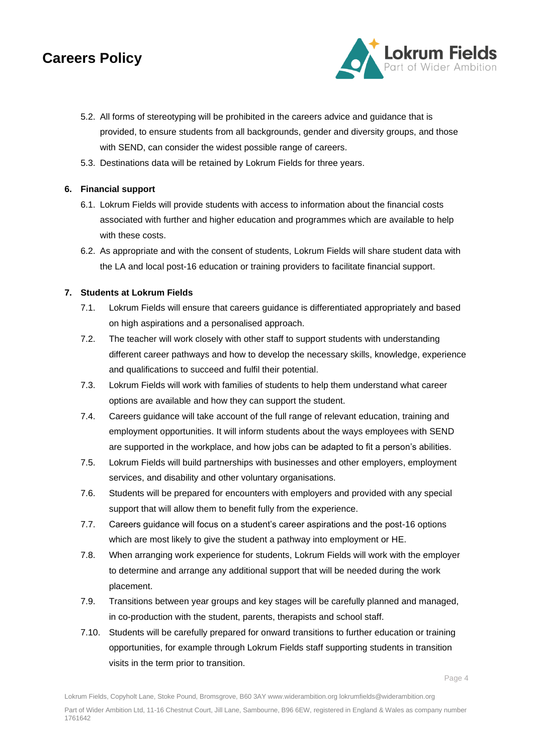5.2. All forms of stereotyping will be prohibited in the careers advice and guidance that is provided, to ensure students from all backgrounds, gender and diversity groups, and those with SEND, can consider the widest possible range of careers.

5.3. Destinations data will be retained by Lokrum Fields for three years.

## 6. Financial support

6.1. Lokrum Fields will provide students with access to information about the financial costs associated with further and higher education and programmes which are available to help with these costs.

6.2. As appropriate and with the consent of students, Lokrum Fields will share student data with the LA and local post-16 education or training providers to facilitate financial support.

## 7. Students at Lokrum Fields

7.1. Lokrum Fields will ensure that careers guidance is differentiated appropriately and based on high aspirations and a personalised approach.

7.2. The teacher will work closely with other staff to support students with understanding different career pathways and how to develop the necessary skills, knowledge, experience and qualifications to succeed and fulfil their potential.

7.3. Lokrum Fields will work with families of students to help them understand what career options are available and how they can support the student.

7.4. Careers guidance will take account of the full range of relevant education, training and employment opportunities. It will inform students about the ways employees with SEND are supported in the workplace, and how jobs can be adapted to fit a person's abilities.

7.5. Lokrum Fields will build partnerships with businesses and other employers, employment services, and disability and other voluntary organisations.

7.6. Students will be prepared for encounters with employers and provided with any special support that will allow them to benefit fully from the experience.

7.7. Careers guidance will focus on a student's career aspirations and the post-16 options which are most likely to give the student a pathway into employment or HE.

7.8. When arranging work experience for students, Lokrum Fields will work with the employer to determine and arrange any additional support that will be needed during the work placement.

7.9. Transitions between year groups and key stages will be carefully planned and managed, in co-production with the student, parents, therapists and school staff.

7.10. Students will be carefully prepared for onward transitions to further education or training opportunities, for example through Lokrum Fields staff supporting students in transition visits in the term prior to transition.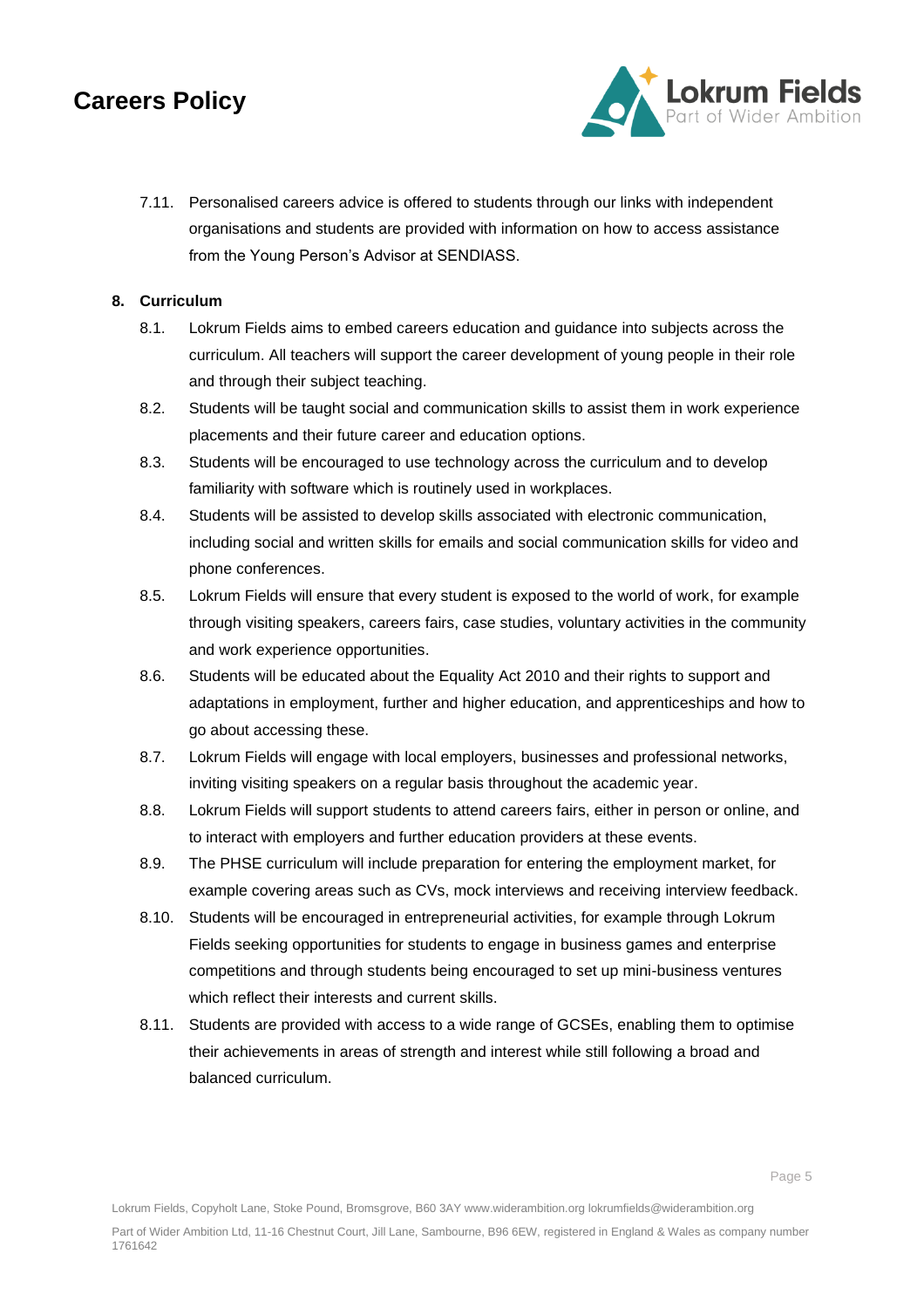7.11. Personalised careers advice is offered to students through our links with independent organisations and students are provided with information on how to access assistance from the Young Person's Advisor at SENDIASS.

## 8. Curriculum

8.1. Lokrum Fields aims to embed careers education and guidance into subjects across the curriculum. All teachers will support the career development of young people in their role and through their subject teaching.

8.2. Students will be taught social and communication skills to assist them in work experience placements and their future career and education options.

8.3. Students will be encouraged to use technology across the curriculum and to develop familiarity with software which is routinely used in workplaces.

8.4. Students will be assisted to develop skills associated with electronic communication, including social and written skills for emails and social communication skills for video and phone conferences.

8.5. Lokrum Fields will ensure that every student is exposed to the world of work, for example through visiting speakers, careers fairs, case studies, voluntary activities in the community and work experience opportunities.

8.6. Students will be educated about the Equality Act 2010 and their rights to support and adaptations in employment, further and higher education, and apprenticeships and how to go about accessing these.

8.7. Lokrum Fields will engage with local employers, businesses and professional networks, inviting visiting speakers on a regular basis throughout the academic year.

8.8. Lokrum Fields will support students to attend careers fairs, either in person or online, and to interact with employers and further education providers at these events.

8.9. The PHSE curriculum will include preparation for entering the employment market, for example covering areas such as CVs, mock interviews and receiving interview feedback.

8.10. Students will be encouraged in entrepreneurial activities, for example through Lokrum Fields seeking opportunities for students to engage in business games and enterprise competitions and through students being encouraged to set up mini-business ventures which reflect their interests and current skills.

8.11. Students are provided with access to a wide range of GCSEs, enabling them to optimise their achievements in areas of strength and interest while still following a broad and balanced curriculum.